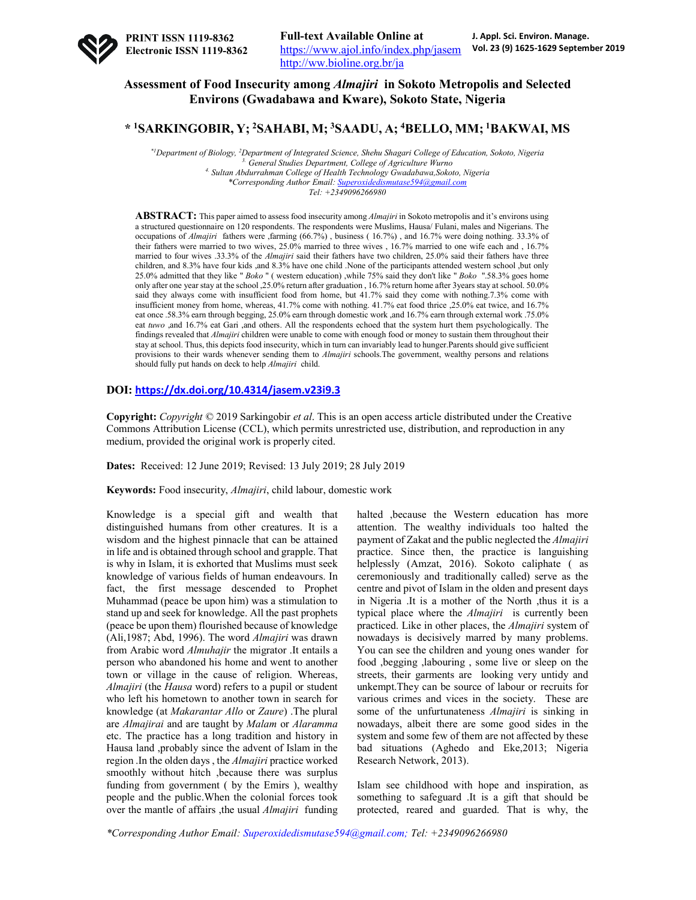# Assessment of Food Insecurity among *Almajiri* in Sokoto Metropolis and Selected Environs (Gwadabawa and Kware), Sokoto State, Nigeria

**\* [1]SARKINGOBIR, Y; [2]SAHABI, M; [3]SAADU, A; [4]BELLO, MM; [1]BAKWAI, MS**

*[1]Department of Biology, [2]Department of Integrated Science, Shehu Shagari College of Education, Sokoto, Nigeria*
*[3] General Studies Department, College of Agriculture Wurno*
*[4] Sultan Abdurrahman College of Health Technology Gwadabawa,Sokoto, Nigeria*
*\*Corresponding Author Email: Superoxidedismutase594@gmail.com*
*Tel: +2349096266980*

**ABSTRACT:** This paper aimed to assess food insecurity among *Almajiri* in Sokoto metropolis and it's environs using a structured questionnaire on 120 respondents. The respondents were Muslims, Hausa/ Fulani, males and Nigerians. The occupations of *Almajiri* fathers were ,farming (66.7%) , business ( 16.7%) , and 16.7% were doing nothing. 33.3% of their fathers were married to two wives, 25.0% married to three wives , 16.7% married to one wife each and , 16.7% married to four wives .33.3% of the *Almajiri* said their fathers have two children, 25.0% said their fathers have three children, and 8.3% have four kids ,and 8.3% have one child .None of the participants attended western school ,but only 25.0% admitted that they like " *Boko* " ( western education) ,while 75% said they don't like " *Boko* ".58.3% goes home only after one year stay at the school ,25.0% return after graduation , 16.7% return home after 3years stay at school. 50.0% said they always come with insufficient food from home, but 41.7% said they come with nothing.7.3% come with insufficient money from home, whereas, 41.7% come with nothing. 41.7% eat food thrice ,25.0% eat twice, and 16.7% eat once .58.3% earn through begging, 25.0% earn through domestic work ,and 16.7% earn through external work .75.0% eat *tuwo* ,and 16.7% eat Gari ,and others. All the respondents echoed that the system hurt them psychologically. The findings revealed that *Almajiri* children were unable to come with enough food or money to sustain them throughout their stay at school. Thus, this depicts food insecurity, which in turn can invariably lead to hunger.Parents should give sufficient provisions to their wards whenever sending them to *Almajiri* schools.The government, wealthy persons and relations should fully put hands on deck to help *Almajiri* child.

**DOI:** https://dx.doi.org/10.4314/jasem.v23i9.3

**Copyright:** *Copyright* © 2019 Sarkingobir *et al*. This is an open access article distributed under the Creative Commons Attribution License (CCL), which permits unrestricted use, distribution, and reproduction in any medium, provided the original work is properly cited.

**Dates:** Received: 12 June 2019; Revised: 13 July 2019; 28 July 2019

**Keywords:** Food insecurity, *Almajiri*, child labour, domestic work

Knowledge is a special gift and wealth that distinguished humans from other creatures. It is a wisdom and the highest pinnacle that can be attained in life and is obtained through school and grapple. That is why in Islam, it is exhorted that Muslims must seek knowledge of various fields of human endeavours. In fact, the first message descended to Prophet Muhammad (peace be upon him) was a stimulation to stand up and seek for knowledge. All the past prophets (peace be upon them) flourished because of knowledge (Ali,1987; Abd, 1996). The word *Almajiri* was drawn from Arabic word *Almuhajir* the migrator .It entails a person who abandoned his home and went to another town or village in the cause of religion. Whereas, *Almajiri* (the *Hausa* word) refers to a pupil or student who left his hometown to another town in search for knowledge (at *Makarantar Allo* or *Zaure*) .The plural are *Almajirai* and are taught by *Malam* or *Alaramma* etc. The practice has a long tradition and history in Hausa land ,probably since the advent of Islam in the region .In the olden days , the *Almajiri* practice worked smoothly without hitch ,because there was surplus funding from government ( by the Emirs ), wealthy people and the public.When the colonial forces took over the mantle of affairs ,the usual *Almajiri* funding halted ,because the Western education has more attention. The wealthy individuals too halted the payment of Zakat and the public neglected the *Almajiri* practice. Since then, the practice is languishing helplessly (Amzat, 2016). Sokoto caliphate ( as ceremoniously and traditionally called) serve as the centre and pivot of Islam in the olden and present days in Nigeria .It is a mother of the North ,thus it is a typical place where the *Almajiri* is currently been practiced. Like in other places, the *Almajiri* system of nowadays is decisively marred by many problems. You can see the children and young ones wander for food ,begging ,labouring , some live or sleep on the streets, their garments are looking very untidy and unkempt.They can be source of labour or recruits for various crimes and vices in the society. These are some of the unfortunateness *Almajiri* is sinking in nowadays, albeit there are some good sides in the system and some few of them are not affected by these bad situations (Aghedo and Eke,2013; Nigeria Research Network, 2013).

Islam see childhood with hope and inspiration, as something to safeguard .It is a gift that should be protected, reared and guarded. That is why, the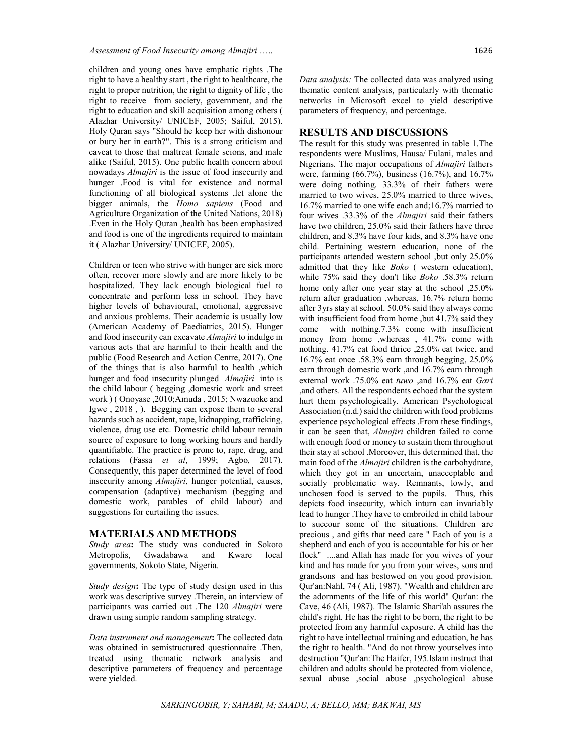children and young ones have emphatic rights .The right to have a healthy start , the right to healthcare, the right to proper nutrition, the right to dignity of life , the right to receive from society, government, and the right to education and skill acquisition among others ( Alazhar University/ UNICEF, 2005; Saiful, 2015). Holy Quran says "Should he keep her with dishonour or bury her in earth?". This is a strong criticism and caveat to those that maltreat female scions, and male alike (Saiful, 2015). One public health concern about nowadays *Almajiri* is the issue of food insecurity and hunger .Food is vital for existence and normal functioning of all biological systems ,let alone the bigger animals, the *Homo sapiens* (Food and Agriculture Organization of the United Nations, 2018) .Even in the Holy Quran ,health has been emphasized and food is one of the ingredients required to maintain it ( Alazhar University/ UNICEF, 2005).

Children or teen who strive with hunger are sick more often, recover more slowly and are more likely to be hospitalized. They lack enough biological fuel to concentrate and perform less in school. They have higher levels of behavioural, emotional, aggressive and anxious problems. Their academic is usually low (American Academy of Paediatrics, 2015). Hunger and food insecurity can excavate *Almajiri* to indulge in various acts that are harmful to their health and the public (Food Research and Action Centre, 2017). One of the things that is also harmful to health ,which hunger and food insecurity plunged *Almajiri* into is the child labour ( begging ,domestic work and street work ) ( Onoyase ,2010;Amuda , 2015; Nwazuoke and Igwe , 2018 , ). Begging can expose them to several hazards such as accident, rape, kidnapping, trafficking, violence, drug use etc. Domestic child labour remain source of exposure to long working hours and hardly quantifiable. The practice is prone to, rape, drug, and relations (Fassa *et al*, 1999; Agbo, 2017). Consequently, this paper determined the level of food insecurity among *Almajiri*, hunger potential, causes, compensation (adaptive) mechanism (begging and domestic work, parables of child labour) and suggestions for curtailing the issues.

## MATERIALS AND METHODS

*Study area***:** The study was conducted in Sokoto Metropolis, Gwadabawa and Kware local governments, Sokoto State, Nigeria.

*Study design***:** The type of study design used in this work was descriptive survey .Therein, an interview of participants was carried out .The 120 *Almajiri* were drawn using simple random sampling strategy.

*Data instrument and management***:** The collected data was obtained in semistructured questionnaire .Then, treated using thematic network analysis and descriptive parameters of frequency and percentage were yielded.

*Data analysis:* The collected data was analyzed using thematic content analysis, particularly with thematic networks in Microsoft excel to yield descriptive parameters of frequency, and percentage.

## RESULTS AND DISCUSSIONS

The result for this study was presented in table 1.The respondents were Muslims, Hausa/ Fulani, males and Nigerians. The major occupations of *Almajiri* fathers were, farming (66.7%), business (16.7%), and 16.7% were doing nothing. 33.3% of their fathers were married to two wives, 25.0% married to three wives, 16.7% married to one wife each and;16.7% married to four wives .33.3% of the *Almajiri* said their fathers have two children, 25.0% said their fathers have three children, and 8.3% have four kids, and 8.3% have one child. Pertaining western education, none of the participants attended western school ,but only 25.0% admitted that they like *Boko* ( western education), while 75% said they don't like *Boko* .58.3% return home only after one year stay at the school ,25.0% return after graduation ,whereas, 16.7% return home after 3yrs stay at school. 50.0% said they always come with insufficient food from home ,but 41.7% said they come with nothing.7.3% come with insufficient money from home ,whereas , 41.7% come with nothing. 41.7% eat food thrice ,25.0% eat twice, and 16.7% eat once .58.3% earn through begging, 25.0% earn through domestic work ,and 16.7% earn through external work .75.0% eat *tuwo* ,and 16.7% eat *Gari* ,and others. All the respondents echoed that the system hurt them psychologically. American Psychological Association (n.d.) said the children with food problems experience psychological effects .From these findings, it can be seen that, *Almajiri* children failed to come with enough food or money to sustain them throughout their stay at school .Moreover, this determined that, the main food of the *Almajiri* children is the carbohydrate, which they got in an uncertain, unacceptable and socially problematic way. Remnants, lowly, and unchosen food is served to the pupils. Thus, this depicts food insecurity, which inturn can invariably lead to hunger .They have to embroiled in child labour to succour some of the situations. Children are precious , and gifts that need care " Each of you is a shepherd and each of you is accountable for his or her flock" ....and Allah has made for you wives of your kind and has made for you from your wives, sons and grandsons and has bestowed on you good provision. Qur'an:Nahl, 74 ( Ali, 1987). "Wealth and children are the adornments of the life of this world" Qur'an: the Cave, 46 (Ali, 1987). The Islamic Shari'ah assures the child's right. He has the right to be born, the right to be protected from any harmful exposure. A child has the right to have intellectual training and education, he has the right to health. "And do not throw yourselves into destruction "Qur'an:The Haifer, 195.Islam instruct that children and adults should be protected from violence, sexual abuse ,social abuse ,psychological abuse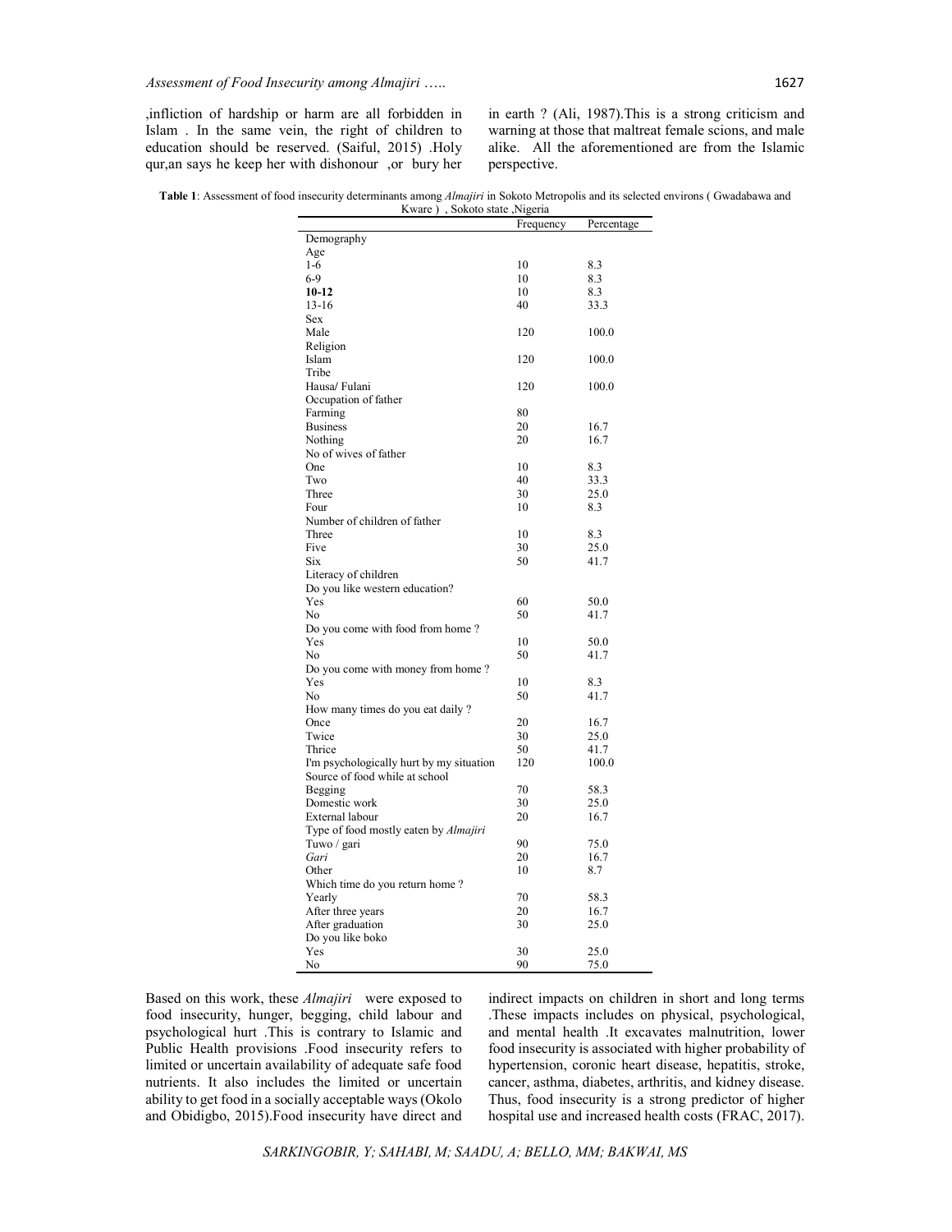,infliction of hardship or harm are all forbidden in Islam . In the same vein, the right of children to education should be reserved. (Saiful, 2015) .Holy qur,an says he keep her with dishonour ,or bury her in earth ? (Ali, 1987).This is a strong criticism and warning at those that maltreat female scions, and male alike. All the aforementioned are from the Islamic perspective.

**Table 1**: Assessment of food insecurity determinants among *Almajiri* in Sokoto Metropolis and its selected environs ( Gwadabawa and Kware ) , Sokoto state ,Nigeria

| | Frequency | Percentage |
|---|---|---|
| Demography | | |
| Age | | |
| 1-6 | 10 | 8.3 |
| 6-9 | 10 | 8.3 |
| **10-12** | 10 | 8.3 |
| 13-16 | 40 | 33.3 |
| Sex | | |
| Male | 120 | 100.0 |
| Religion | | |
| Islam | 120 | 100.0 |
| Tribe | | |
| Hausa/ Fulani | 120 | 100.0 |
| Occupation of father | | |
| Farming | 80 | |
| Business | 20 | 16.7 |
| Nothing | 20 | 16.7 |
| No of wives of father | | |
| One | 10 | 8.3 |
| Two | 40 | 33.3 |
| Three | 30 | 25.0 |
| Four | 10 | 8.3 |
| Number of children of father | | |
| Three | 10 | 8.3 |
| Five | 30 | 25.0 |
| Six | 50 | 41.7 |
| Literacy of children | | |
| Do you like western education? | | |
| Yes | 60 | 50.0 |
| No | 50 | 41.7 |
| Do you come with food from home ? | | |
| Yes | 10 | 50.0 |
| No | 50 | 41.7 |
| Do you come with money from home ? | | |
| Yes | 10 | 8.3 |
| No | 50 | 41.7 |
| How many times do you eat daily ? | | |
| Once | 20 | 16.7 |
| Twice | 30 | 25.0 |
| Thrice | 50 | 41.7 |
| I'm psychologically hurt by my situation | 120 | 100.0 |
| Source of food while at school | | |
| Begging | 70 | 58.3 |
| Domestic work | 30 | 25.0 |
| External labour | 20 | 16.7 |
| Type of food mostly eaten by *Almajiri* | | |
| Tuwo / gari | 90 | 75.0 |
| *Gari* | 20 | 16.7 |
| Other | 10 | 8.7 |
| Which time do you return home ? | | |
| Yearly | 70 | 58.3 |
| After three years | 20 | 16.7 |
| After graduation | 30 | 25.0 |
| Do you like boko | | |
| Yes | 30 | 25.0 |
| No | 90 | 75.0 |

Based on this work, these *Almajiri* were exposed to food insecurity, hunger, begging, child labour and psychological hurt .This is contrary to Islamic and Public Health provisions .Food insecurity refers to limited or uncertain availability of adequate safe food nutrients. It also includes the limited or uncertain ability to get food in a socially acceptable ways (Okolo and Obidigbo, 2015).Food insecurity have direct and indirect impacts on children in short and long terms .These impacts includes on physical, psychological, and mental health .It excavates malnutrition, lower food insecurity is associated with higher probability of hypertension, coronic heart disease, hepatitis, stroke, cancer, asthma, diabetes, arthritis, and kidney disease. Thus, food insecurity is a strong predictor of higher hospital use and increased health costs (FRAC, 2017).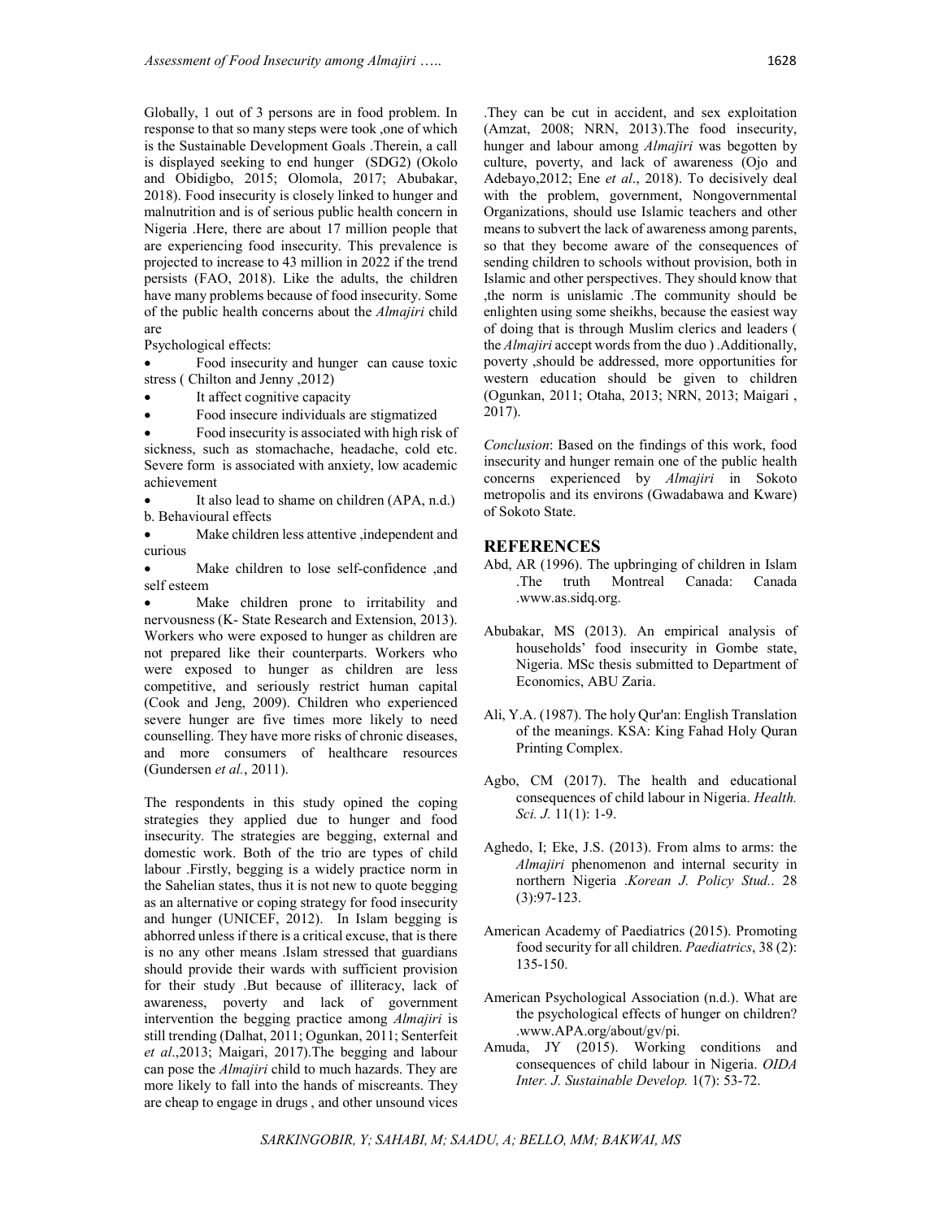Globally, 1 out of 3 persons are in food problem. In response to that so many steps were took ,one of which is the Sustainable Development Goals .Therein, a call is displayed seeking to end hunger (SDG2) (Okolo and Obidigbo, 2015; Olomola, 2017; Abubakar, 2018). Food insecurity is closely linked to hunger and malnutrition and is of serious public health concern in Nigeria .Here, there are about 17 million people that are experiencing food insecurity. This prevalence is projected to increase to 43 million in 2022 if the trend persists (FAO, 2018). Like the adults, the children have many problems because of food insecurity. Some of the public health concerns about the *Almajiri* child are

Psychological effects:

- Food insecurity and hunger can cause toxic stress ( Chilton and Jenny ,2012)
- It affect cognitive capacity
- Food insecure individuals are stigmatized
- Food insecurity is associated with high risk of sickness, such as stomachache, headache, cold etc. Severe form is associated with anxiety, low academic achievement
- It also lead to shame on children (APA, n.d.)

b. Behavioural effects

- Make children less attentive ,independent and curious
- Make children to lose self-confidence ,and self esteem
- Make children prone to irritability and nervousness (K- State Research and Extension, 2013).

Workers who were exposed to hunger as children are not prepared like their counterparts. Workers who were exposed to hunger as children are less competitive, and seriously restrict human capital (Cook and Jeng, 2009). Children who experienced severe hunger are five times more likely to need counselling. They have more risks of chronic diseases, and more consumers of healthcare resources (Gundersen *et al.*, 2011).

The respondents in this study opined the coping strategies they applied due to hunger and food insecurity. The strategies are begging, external and domestic work. Both of the trio are types of child labour .Firstly, begging is a widely practice norm in the Sahelian states, thus it is not new to quote begging as an alternative or coping strategy for food insecurity and hunger (UNICEF, 2012). In Islam begging is abhorred unless if there is a critical excuse, that is there is no any other means .Islam stressed that guardians should provide their wards with sufficient provision for their study .But because of illiteracy, lack of awareness, poverty and lack of government intervention the begging practice among *Almajiri* is still trending (Dalhat, 2011; Ogunkan, 2011; Senterfeit *et al*.,2013; Maigari, 2017).The begging and labour can pose the *Almajiri* child to much hazards. They are more likely to fall into the hands of miscreants. They are cheap to engage in drugs , and other unsound vices .They can be cut in accident, and sex exploitation (Amzat, 2008; NRN, 2013).The food insecurity, hunger and labour among *Almajiri* was begotten by culture, poverty, and lack of awareness (Ojo and Adebayo,2012; Ene *et al*., 2018). To decisively deal with the problem, government, Nongovernmental Organizations, should use Islamic teachers and other means to subvert the lack of awareness among parents, so that they become aware of the consequences of sending children to schools without provision, both in Islamic and other perspectives. They should know that ,the norm is unislamic .The community should be enlighten using some sheikhs, because the easiest way of doing that is through Muslim clerics and leaders ( the *Almajiri* accept words from the duo ) .Additionally, poverty ,should be addressed, more opportunities for western education should be given to children (Ogunkan, 2011; Otaha, 2013; NRN, 2013; Maigari , 2017).

*Conclusion*: Based on the findings of this work, food insecurity and hunger remain one of the public health concerns experienced by *Almajiri* in Sokoto metropolis and its environs (Gwadabawa and Kware) of Sokoto State.

## REFERENCES

Abd, AR (1996). The upbringing of children in Islam .The truth Montreal Canada: Canada .www.as.sidq.org.

Abubakar, MS (2013). An empirical analysis of households' food insecurity in Gombe state, Nigeria. MSc thesis submitted to Department of Economics, ABU Zaria.

Ali, Y.A. (1987). The holy Qur'an: English Translation of the meanings. KSA: King Fahad Holy Quran Printing Complex.

Agbo, CM (2017). The health and educational consequences of child labour in Nigeria. *Health. Sci. J.* 11(1): 1-9.

Aghedo, I; Eke, J.S. (2013). From alms to arms: the *Almajiri* phenomenon and internal security in northern Nigeria .*Korean J. Policy Stud.*. 28 (3):97-123.

American Academy of Paediatrics (2015). Promoting food security for all children. *Paediatrics*, 38 (2): 135-150.

American Psychological Association (n.d.). What are the psychological effects of hunger on children? .www.APA.org/about/gv/pi.

Amuda, JY (2015). Working conditions and consequences of child labour in Nigeria. *OIDA Inter. J. Sustainable Develop.* 1(7): 53-72.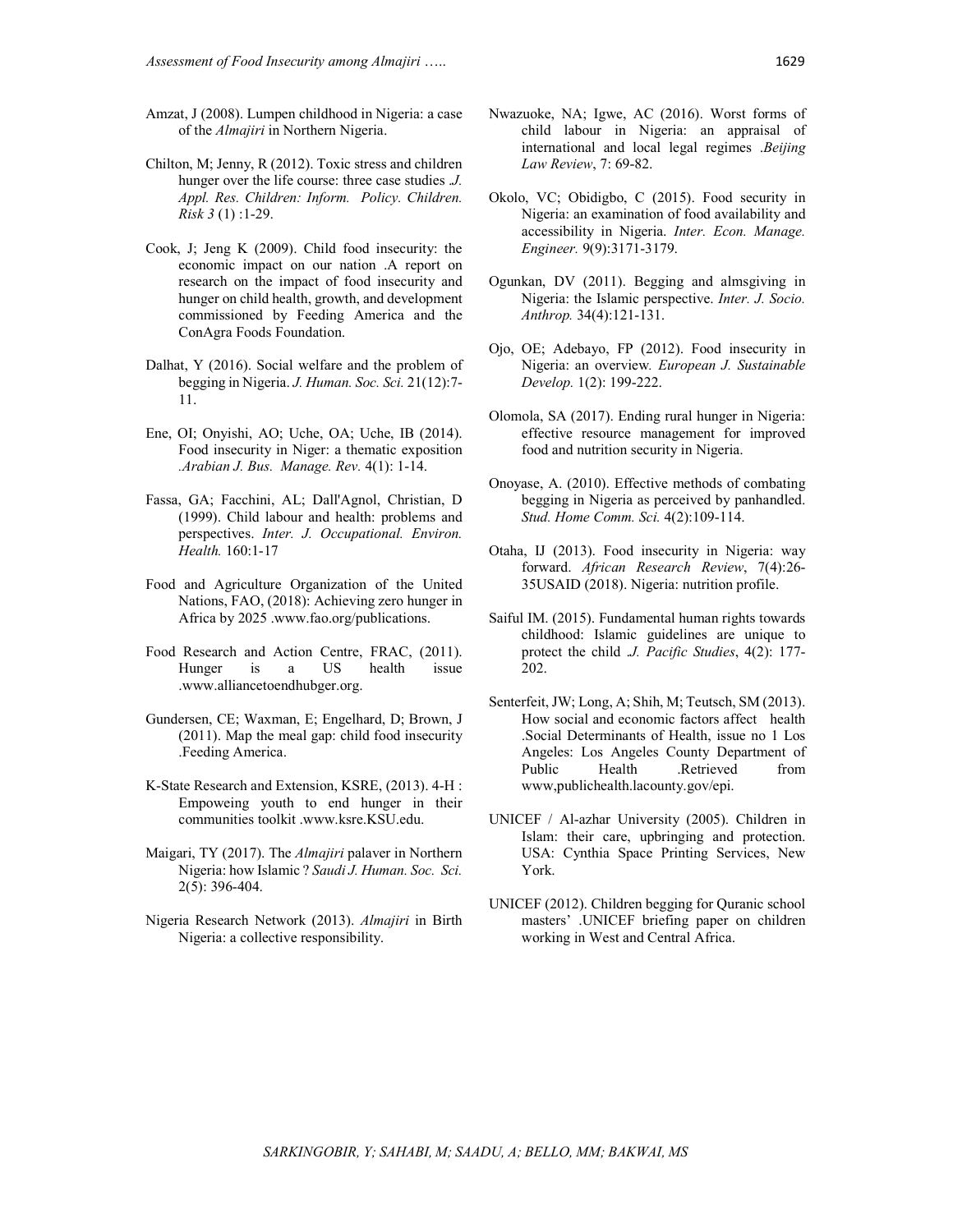Amzat, J (2008). Lumpen childhood in Nigeria: a case of the *Almajiri* in Northern Nigeria.

Chilton, M; Jenny, R (2012). Toxic stress and children hunger over the life course: three case studies .*J. Appl. Res. Children: Inform. Policy. Children. Risk 3* (1) :1-29.

Cook, J; Jeng K (2009). Child food insecurity: the economic impact on our nation .A report on research on the impact of food insecurity and hunger on child health, growth, and development commissioned by Feeding America and the ConAgra Foods Foundation.

Dalhat, Y (2016). Social welfare and the problem of begging in Nigeria. *J. Human. Soc. Sci.* 21(12):7-11.

Ene, OI; Onyishi, AO; Uche, OA; Uche, IB (2014). Food insecurity in Niger: a thematic exposition .*Arabian J. Bus. Manage. Rev.* 4(1): 1-14.

Fassa, GA; Facchini, AL; Dall'Agnol, Christian, D (1999). Child labour and health: problems and perspectives. *Inter. J. Occupational. Environ. Health.* 160:1-17

Food and Agriculture Organization of the United Nations, FAO, (2018): Achieving zero hunger in Africa by 2025 .www.fao.org/publications.

Food Research and Action Centre, FRAC, (2011). Hunger is a US health issue .www.alliancetoendhubger.org.

Gundersen, CE; Waxman, E; Engelhard, D; Brown, J (2011). Map the meal gap: child food insecurity .Feeding America.

K-State Research and Extension, KSRE, (2013). 4-H : Empoweing youth to end hunger in their communities toolkit .www.ksre.KSU.edu.

Maigari, TY (2017). The *Almajiri* palaver in Northern Nigeria: how Islamic ? *Saudi J. Human. Soc. Sci.* 2(5): 396-404.

Nigeria Research Network (2013). *Almajiri* in Birth Nigeria: a collective responsibility.

Nwazuoke, NA; Igwe, AC (2016). Worst forms of child labour in Nigeria: an appraisal of international and local legal regimes .*Beijing Law Review*, 7: 69-82.

Okolo, VC; Obidigbo, C (2015). Food security in Nigeria: an examination of food availability and accessibility in Nigeria. *Inter. Econ. Manage. Engineer.* 9(9):3171-3179.

Ogunkan, DV (2011). Begging and almsgiving in Nigeria: the Islamic perspective. *Inter. J. Socio. Anthrop.* 34(4):121-131.

Ojo, OE; Adebayo, FP (2012). Food insecurity in Nigeria: an overview. *European J. Sustainable Develop.* 1(2): 199-222.

Olomola, SA (2017). Ending rural hunger in Nigeria: effective resource management for improved food and nutrition security in Nigeria.

Onoyase, A. (2010). Effective methods of combating begging in Nigeria as perceived by panhandled. *Stud. Home Comm. Sci.* 4(2):109-114.

Otaha, IJ (2013). Food insecurity in Nigeria: way forward. *African Research Review*, 7(4):26-35USAID (2018). Nigeria: nutrition profile.

Saiful IM. (2015). Fundamental human rights towards childhood: Islamic guidelines are unique to protect the child .*J. Pacific Studies*, 4(2): 177-202.

Senterfeit, JW; Long, A; Shih, M; Teutsch, SM (2013). How social and economic factors affect health .Social Determinants of Health, issue no 1 Los Angeles: Los Angeles County Department of Public Health .Retrieved from www,publichealth.lacounty.gov/epi.

UNICEF / Al-azhar University (2005). Children in Islam: their care, upbringing and protection. USA: Cynthia Space Printing Services, New York.

UNICEF (2012). Children begging for Quranic school masters' .UNICEF briefing paper on children working in West and Central Africa.